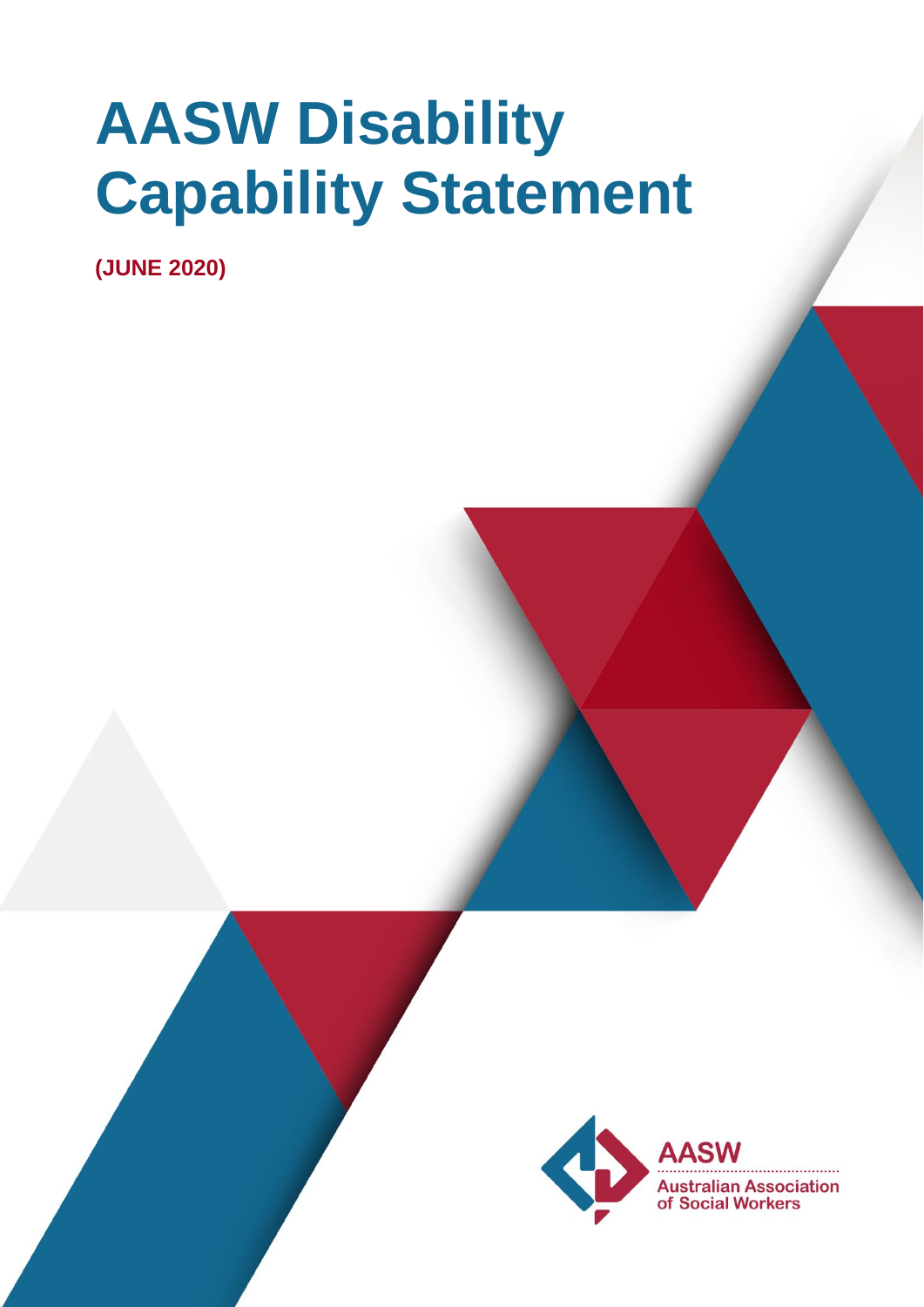# AASW Disability Capability Statement

**(JUNE 2020)**

AASW
Australian Association of Social Workers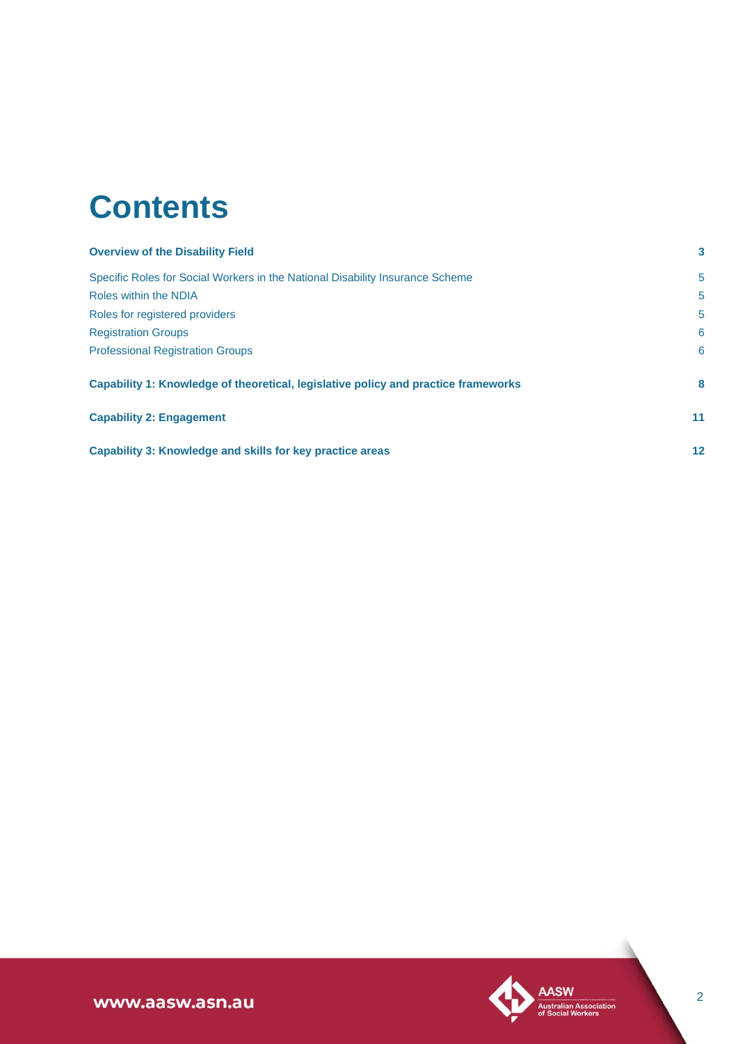# Contents

| | |
|---|---|
| **Overview of the Disability Field** | **3** |
| Specific Roles for Social Workers in the National Disability Insurance Scheme | 5 |
| Roles within the NDIA | 5 |
| Roles for registered providers | 5 |
| Registration Groups | 6 |
| Professional Registration Groups | 6 |
| **Capability 1: Knowledge of theoretical, legislative policy and practice frameworks** | **8** |
| **Capability 2: Engagement** | **11** |
| **Capability 3: Knowledge and skills for key practice areas** | **12** |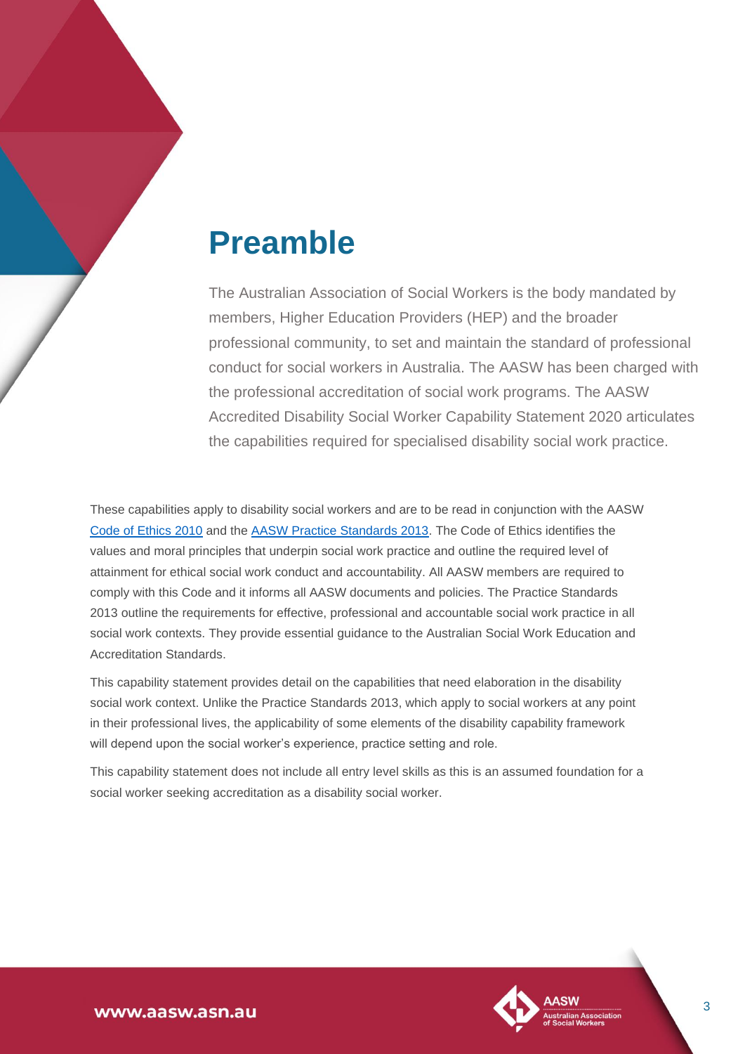# Preamble

The Australian Association of Social Workers is the body mandated by members, Higher Education Providers (HEP) and the broader professional community, to set and maintain the standard of professional conduct for social workers in Australia. The AASW has been charged with the professional accreditation of social work programs. The AASW Accredited Disability Social Worker Capability Statement 2020 articulates the capabilities required for specialised disability social work practice.

These capabilities apply to disability social workers and are to be read in conjunction with the AASW Code of Ethics 2010 and the AASW Practice Standards 2013. The Code of Ethics identifies the values and moral principles that underpin social work practice and outline the required level of attainment for ethical social work conduct and accountability. All AASW members are required to comply with this Code and it informs all AASW documents and policies. The Practice Standards 2013 outline the requirements for effective, professional and accountable social work practice in all social work contexts. They provide essential guidance to the Australian Social Work Education and Accreditation Standards.

This capability statement provides detail on the capabilities that need elaboration in the disability social work context. Unlike the Practice Standards 2013, which apply to social workers at any point in their professional lives, the applicability of some elements of the disability capability framework will depend upon the social worker's experience, practice setting and role.

This capability statement does not include all entry level skills as this is an assumed foundation for a social worker seeking accreditation as a disability social worker.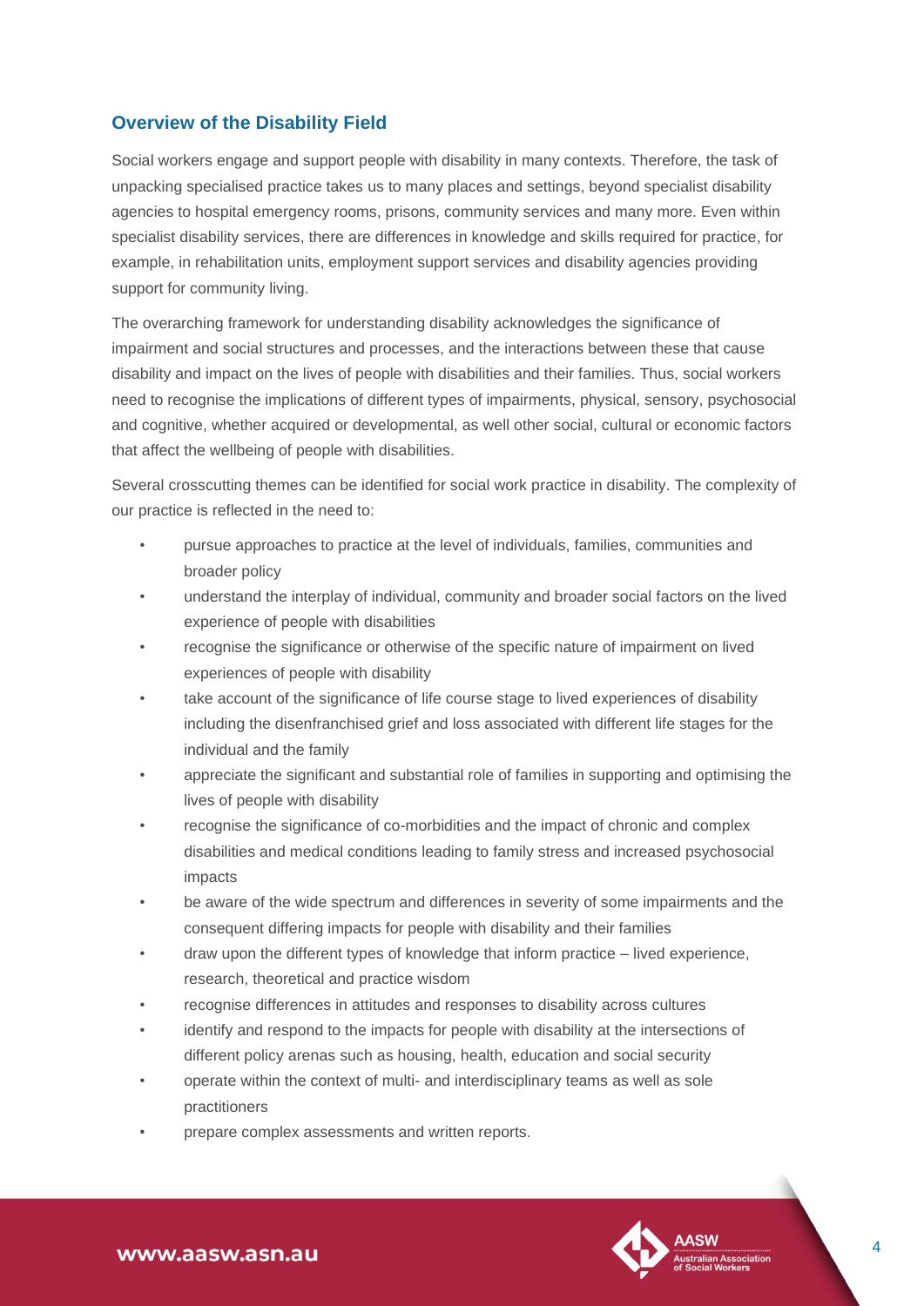## Overview of the Disability Field

Social workers engage and support people with disability in many contexts. Therefore, the task of unpacking specialised practice takes us to many places and settings, beyond specialist disability agencies to hospital emergency rooms, prisons, community services and many more. Even within specialist disability services, there are differences in knowledge and skills required for practice, for example, in rehabilitation units, employment support services and disability agencies providing support for community living.

The overarching framework for understanding disability acknowledges the significance of impairment and social structures and processes, and the interactions between these that cause disability and impact on the lives of people with disabilities and their families. Thus, social workers need to recognise the implications of different types of impairments, physical, sensory, psychosocial and cognitive, whether acquired or developmental, as well other social, cultural or economic factors that affect the wellbeing of people with disabilities.

Several crosscutting themes can be identified for social work practice in disability. The complexity of our practice is reflected in the need to:

- pursue approaches to practice at the level of individuals, families, communities and broader policy
- understand the interplay of individual, community and broader social factors on the lived experience of people with disabilities
- recognise the significance or otherwise of the specific nature of impairment on lived experiences of people with disability
- take account of the significance of life course stage to lived experiences of disability including the disenfranchised grief and loss associated with different life stages for the individual and the family
- appreciate the significant and substantial role of families in supporting and optimising the lives of people with disability
- recognise the significance of co-morbidities and the impact of chronic and complex disabilities and medical conditions leading to family stress and increased psychosocial impacts
- be aware of the wide spectrum and differences in severity of some impairments and the consequent differing impacts for people with disability and their families
- draw upon the different types of knowledge that inform practice – lived experience, research, theoretical and practice wisdom
- recognise differences in attitudes and responses to disability across cultures
- identify and respond to the impacts for people with disability at the intersections of different policy arenas such as housing, health, education and social security
- operate within the context of multi- and interdisciplinary teams as well as sole practitioners
- prepare complex assessments and written reports.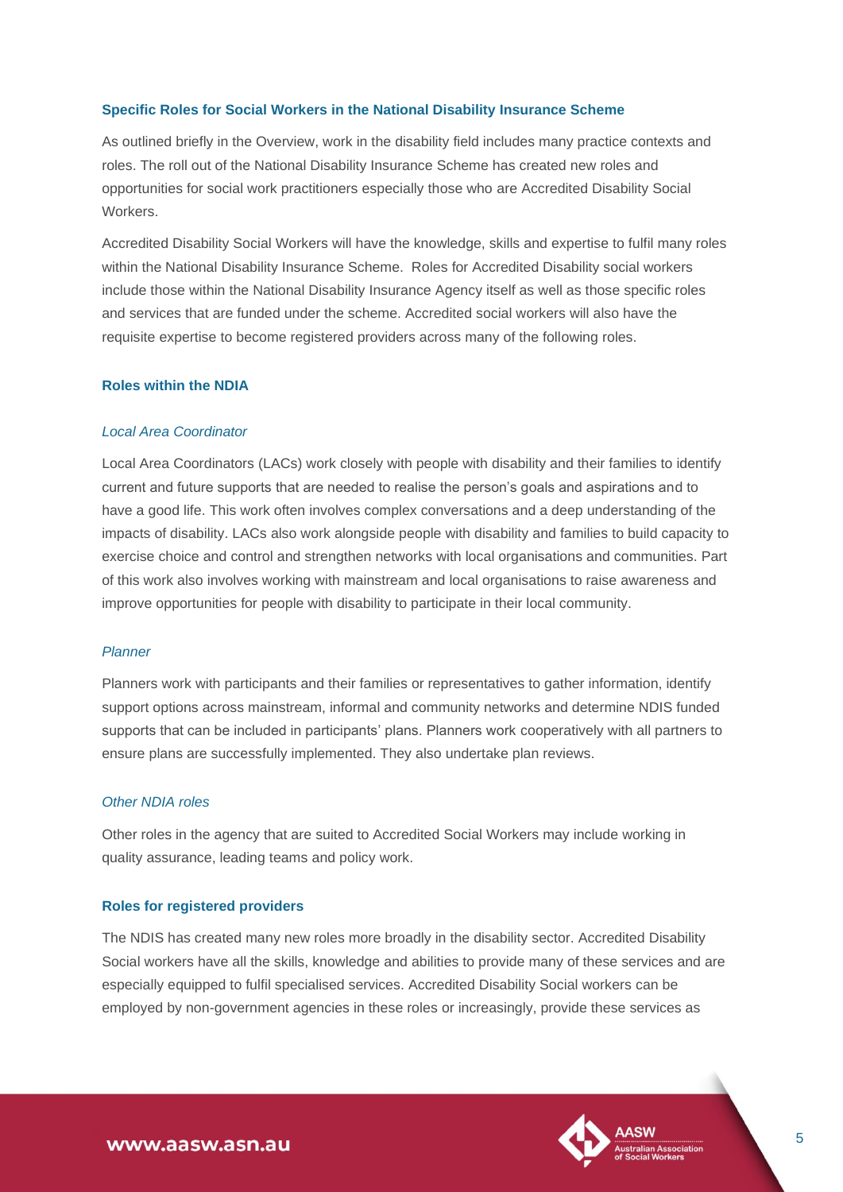## Specific Roles for Social Workers in the National Disability Insurance Scheme

As outlined briefly in the Overview, work in the disability field includes many practice contexts and roles. The roll out of the National Disability Insurance Scheme has created new roles and opportunities for social work practitioners especially those who are Accredited Disability Social Workers.

Accredited Disability Social Workers will have the knowledge, skills and expertise to fulfil many roles within the National Disability Insurance Scheme. Roles for Accredited Disability social workers include those within the National Disability Insurance Agency itself as well as those specific roles and services that are funded under the scheme. Accredited social workers will also have the requisite expertise to become registered providers across many of the following roles.

### Roles within the NDIA

#### *Local Area Coordinator*

Local Area Coordinators (LACs) work closely with people with disability and their families to identify current and future supports that are needed to realise the person's goals and aspirations and to have a good life. This work often involves complex conversations and a deep understanding of the impacts of disability. LACs also work alongside people with disability and families to build capacity to exercise choice and control and strengthen networks with local organisations and communities. Part of this work also involves working with mainstream and local organisations to raise awareness and improve opportunities for people with disability to participate in their local community.

#### *Planner*

Planners work with participants and their families or representatives to gather information, identify support options across mainstream, informal and community networks and determine NDIS funded supports that can be included in participants' plans. Planners work cooperatively with all partners to ensure plans are successfully implemented. They also undertake plan reviews.

#### *Other NDIA roles*

Other roles in the agency that are suited to Accredited Social Workers may include working in quality assurance, leading teams and policy work.

### Roles for registered providers

The NDIS has created many new roles more broadly in the disability sector. Accredited Disability Social workers have all the skills, knowledge and abilities to provide many of these services and are especially equipped to fulfil specialised services. Accredited Disability Social workers can be employed by non-government agencies in these roles or increasingly, provide these services as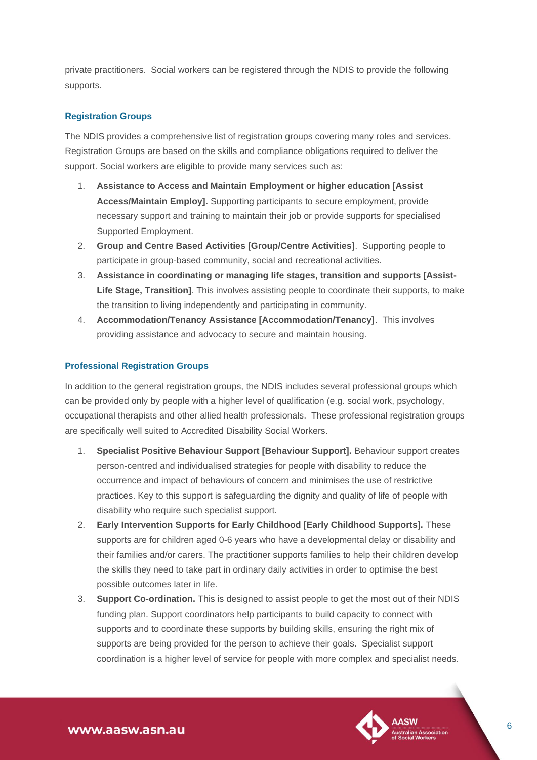private practitioners.  Social workers can be registered through the NDIS to provide the following supports.

### Registration Groups

The NDIS provides a comprehensive list of registration groups covering many roles and services. Registration Groups are based on the skills and compliance obligations required to deliver the support. Social workers are eligible to provide many services such as:

1. **Assistance to Access and Maintain Employment or higher education [Assist Access/Maintain Employ].** Supporting participants to secure employment, provide necessary support and training to maintain their job or provide supports for specialised Supported Employment.
2. **Group and Centre Based Activities [Group/Centre Activities]**.  Supporting people to participate in group-based community, social and recreational activities.
3. **Assistance in coordinating or managing life stages, transition and supports [Assist-Life Stage, Transition]**. This involves assisting people to coordinate their supports, to make the transition to living independently and participating in community.
4. **Accommodation/Tenancy Assistance [Accommodation/Tenancy]**.  This involves providing assistance and advocacy to secure and maintain housing.

### Professional Registration Groups

In addition to the general registration groups, the NDIS includes several professional groups which can be provided only by people with a higher level of qualification (e.g. social work, psychology, occupational therapists and other allied health professionals.  These professional registration groups are specifically well suited to Accredited Disability Social Workers.

1. **Specialist Positive Behaviour Support [Behaviour Support].** Behaviour support creates person-centred and individualised strategies for people with disability to reduce the occurrence and impact of behaviours of concern and minimises the use of restrictive practices. Key to this support is safeguarding the dignity and quality of life of people with disability who require such specialist support.
2. **Early Intervention Supports for Early Childhood [Early Childhood Supports].** These supports are for children aged 0-6 years who have a developmental delay or disability and their families and/or carers. The practitioner supports families to help their children develop the skills they need to take part in ordinary daily activities in order to optimise the best possible outcomes later in life.
3. **Support Co-ordination.** This is designed to assist people to get the most out of their NDIS funding plan. Support coordinators help participants to build capacity to connect with supports and to coordinate these supports by building skills, ensuring the right mix of supports are being provided for the person to achieve their goals.  Specialist support coordination is a higher level of service for people with more complex and specialist needs.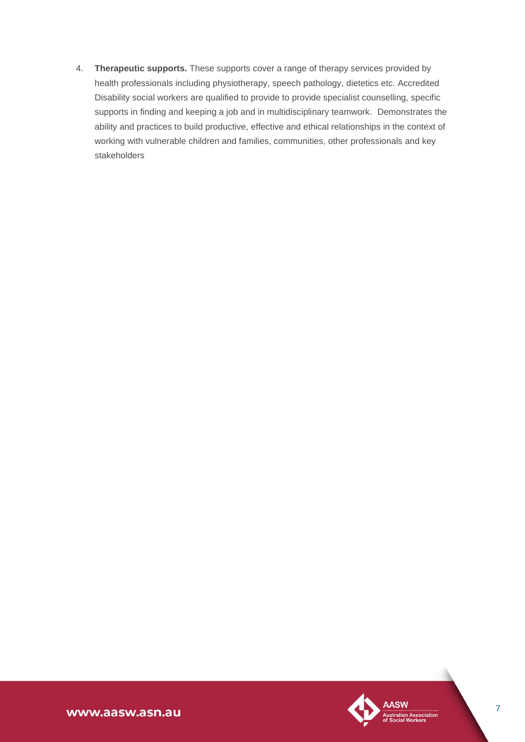4. **Therapeutic supports.** These supports cover a range of therapy services provided by health professionals including physiotherapy, speech pathology, dietetics etc. Accredited Disability social workers are qualified to provide to provide specialist counselling, specific supports in finding and keeping a job and in multidisciplinary teamwork. Demonstrates the ability and practices to build productive, effective and ethical relationships in the context of working with vulnerable children and families, communities, other professionals and key stakeholders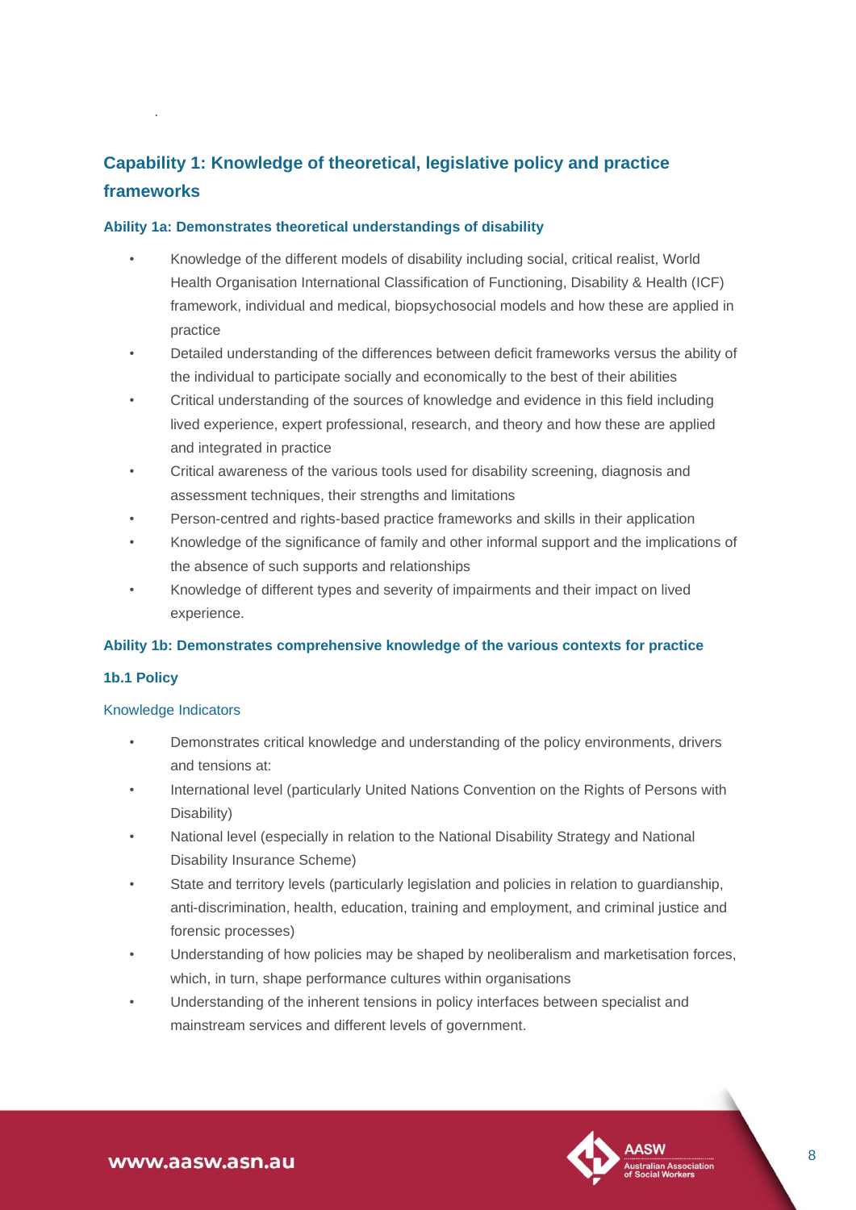## Capability 1: Knowledge of theoretical, legislative policy and practice frameworks

### Ability 1a: Demonstrates theoretical understandings of disability

- Knowledge of the different models of disability including social, critical realist, World Health Organisation International Classification of Functioning, Disability & Health (ICF) framework, individual and medical, biopsychosocial models and how these are applied in practice
- Detailed understanding of the differences between deficit frameworks versus the ability of the individual to participate socially and economically to the best of their abilities
- Critical understanding of the sources of knowledge and evidence in this field including lived experience, expert professional, research, and theory and how these are applied and integrated in practice
- Critical awareness of the various tools used for disability screening, diagnosis and assessment techniques, their strengths and limitations
- Person-centred and rights-based practice frameworks and skills in their application
- Knowledge of the significance of family and other informal support and the implications of the absence of such supports and relationships
- Knowledge of different types and severity of impairments and their impact on lived experience.

### Ability 1b: Demonstrates comprehensive knowledge of the various contexts for practice

#### 1b.1 Policy

Knowledge Indicators

- Demonstrates critical knowledge and understanding of the policy environments, drivers and tensions at:
- International level (particularly United Nations Convention on the Rights of Persons with Disability)
- National level (especially in relation to the National Disability Strategy and National Disability Insurance Scheme)
- State and territory levels (particularly legislation and policies in relation to guardianship, anti-discrimination, health, education, training and employment, and criminal justice and forensic processes)
- Understanding of how policies may be shaped by neoliberalism and marketisation forces, which, in turn, shape performance cultures within organisations
- Understanding of the inherent tensions in policy interfaces between specialist and mainstream services and different levels of government.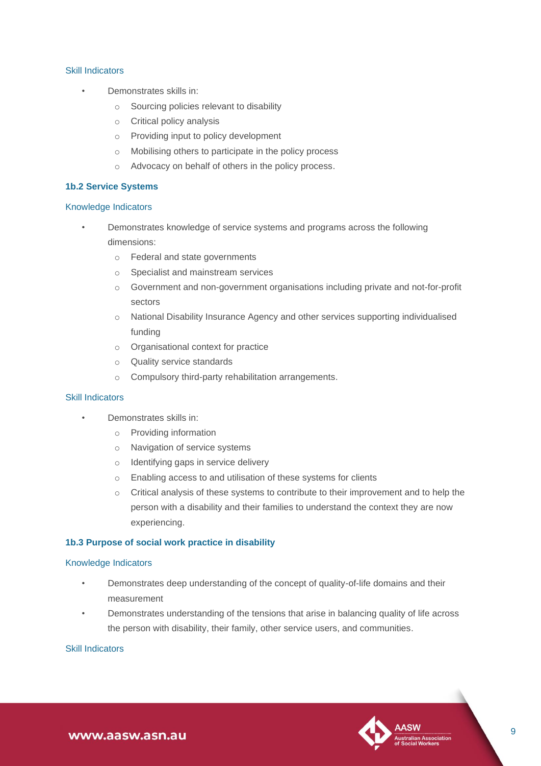Skill Indicators

- Demonstrates skills in:
    - Sourcing policies relevant to disability
    - Critical policy analysis
    - Providing input to policy development
    - Mobilising others to participate in the policy process
    - Advocacy on behalf of others in the policy process.

### 1b.2 Service Systems

Knowledge Indicators

- Demonstrates knowledge of service systems and programs across the following dimensions:
    - Federal and state governments
    - Specialist and mainstream services
    - Government and non-government organisations including private and not-for-profit sectors
    - National Disability Insurance Agency and other services supporting individualised funding
    - Organisational context for practice
    - Quality service standards
    - Compulsory third-party rehabilitation arrangements.

Skill Indicators

- Demonstrates skills in:
    - Providing information
    - Navigation of service systems
    - Identifying gaps in service delivery
    - Enabling access to and utilisation of these systems for clients
    - Critical analysis of these systems to contribute to their improvement and to help the person with a disability and their families to understand the context they are now experiencing.

### 1b.3 Purpose of social work practice in disability

Knowledge Indicators

- Demonstrates deep understanding of the concept of quality-of-life domains and their measurement
- Demonstrates understanding of the tensions that arise in balancing quality of life across the person with disability, their family, other service users, and communities.

Skill Indicators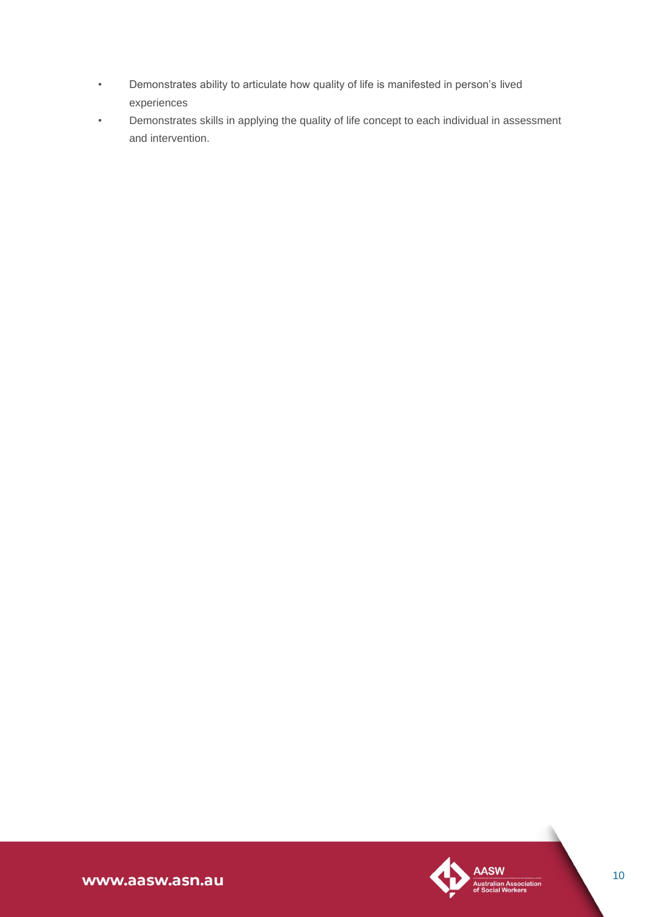- Demonstrates ability to articulate how quality of life is manifested in person's lived experiences
- Demonstrates skills in applying the quality of life concept to each individual in assessment and intervention.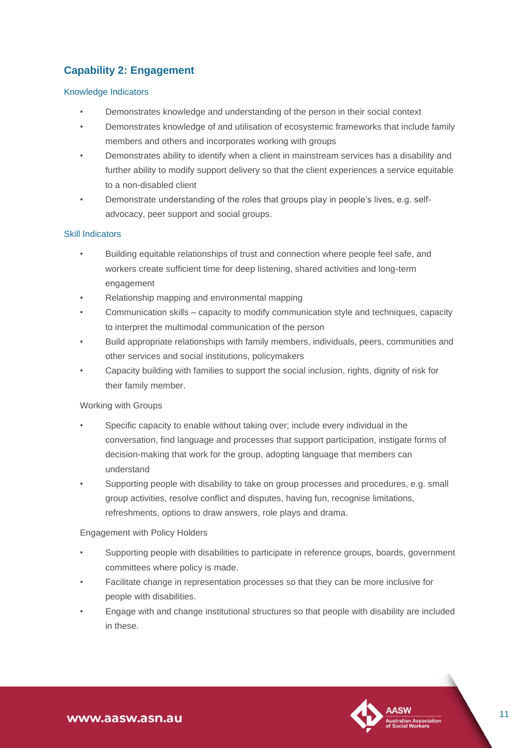## Capability 2: Engagement

### Knowledge Indicators

- Demonstrates knowledge and understanding of the person in their social context
- Demonstrates knowledge of and utilisation of ecosystemic frameworks that include family members and others and incorporates working with groups
- Demonstrates ability to identify when a client in mainstream services has a disability and further ability to modify support delivery so that the client experiences a service equitable to a non-disabled client
- Demonstrate understanding of the roles that groups play in people's lives, e.g. self-advocacy, peer support and social groups.

### Skill Indicators

- Building equitable relationships of trust and connection where people feel safe, and workers create sufficient time for deep listening, shared activities and long-term engagement
- Relationship mapping and environmental mapping
- Communication skills – capacity to modify communication style and techniques, capacity to interpret the multimodal communication of the person
- Build appropriate relationships with family members, individuals, peers, communities and other services and social institutions, policymakers
- Capacity building with families to support the social inclusion, rights, dignity of risk for their family member.

Working with Groups

- Specific capacity to enable without taking over; include every individual in the conversation, find language and processes that support participation, instigate forms of decision-making that work for the group, adopting language that members can understand
- Supporting people with disability to take on group processes and procedures, e.g. small group activities, resolve conflict and disputes, having fun, recognise limitations, refreshments, options to draw answers, role plays and drama.

Engagement with Policy Holders

- Supporting people with disabilities to participate in reference groups, boards, government committees where policy is made.
- Facilitate change in representation processes so that they can be more inclusive for people with disabilities.
- Engage with and change institutional structures so that people with disability are included in these.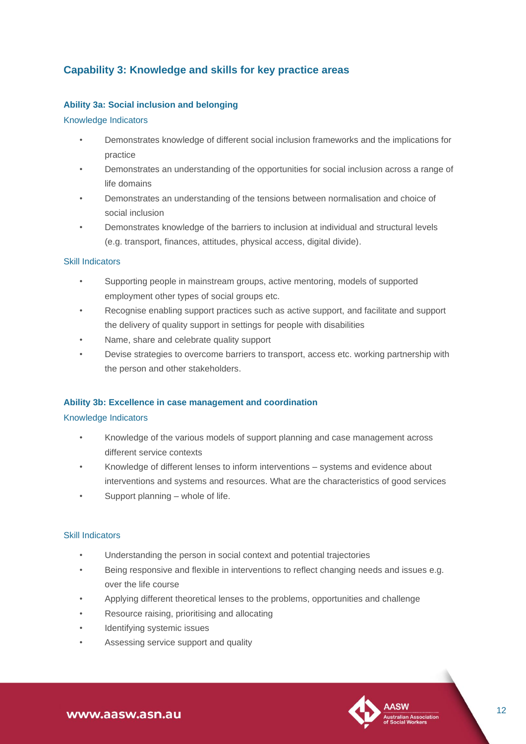## Capability 3: Knowledge and skills for key practice areas

### Ability 3a: Social inclusion and belonging

Knowledge Indicators

- Demonstrates knowledge of different social inclusion frameworks and the implications for practice
- Demonstrates an understanding of the opportunities for social inclusion across a range of life domains
- Demonstrates an understanding of the tensions between normalisation and choice of social inclusion
- Demonstrates knowledge of the barriers to inclusion at individual and structural levels (e.g. transport, finances, attitudes, physical access, digital divide).

Skill Indicators

- Supporting people in mainstream groups, active mentoring, models of supported employment other types of social groups etc.
- Recognise enabling support practices such as active support, and facilitate and support the delivery of quality support in settings for people with disabilities
- Name, share and celebrate quality support
- Devise strategies to overcome barriers to transport, access etc. working partnership with the person and other stakeholders.

### Ability 3b: Excellence in case management and coordination

Knowledge Indicators

- Knowledge of the various models of support planning and case management across different service contexts
- Knowledge of different lenses to inform interventions – systems and evidence about interventions and systems and resources. What are the characteristics of good services
- Support planning – whole of life.

Skill Indicators

- Understanding the person in social context and potential trajectories
- Being responsive and flexible in interventions to reflect changing needs and issues e.g. over the life course
- Applying different theoretical lenses to the problems, opportunities and challenge
- Resource raising, prioritising and allocating
- Identifying systemic issues
- Assessing service support and quality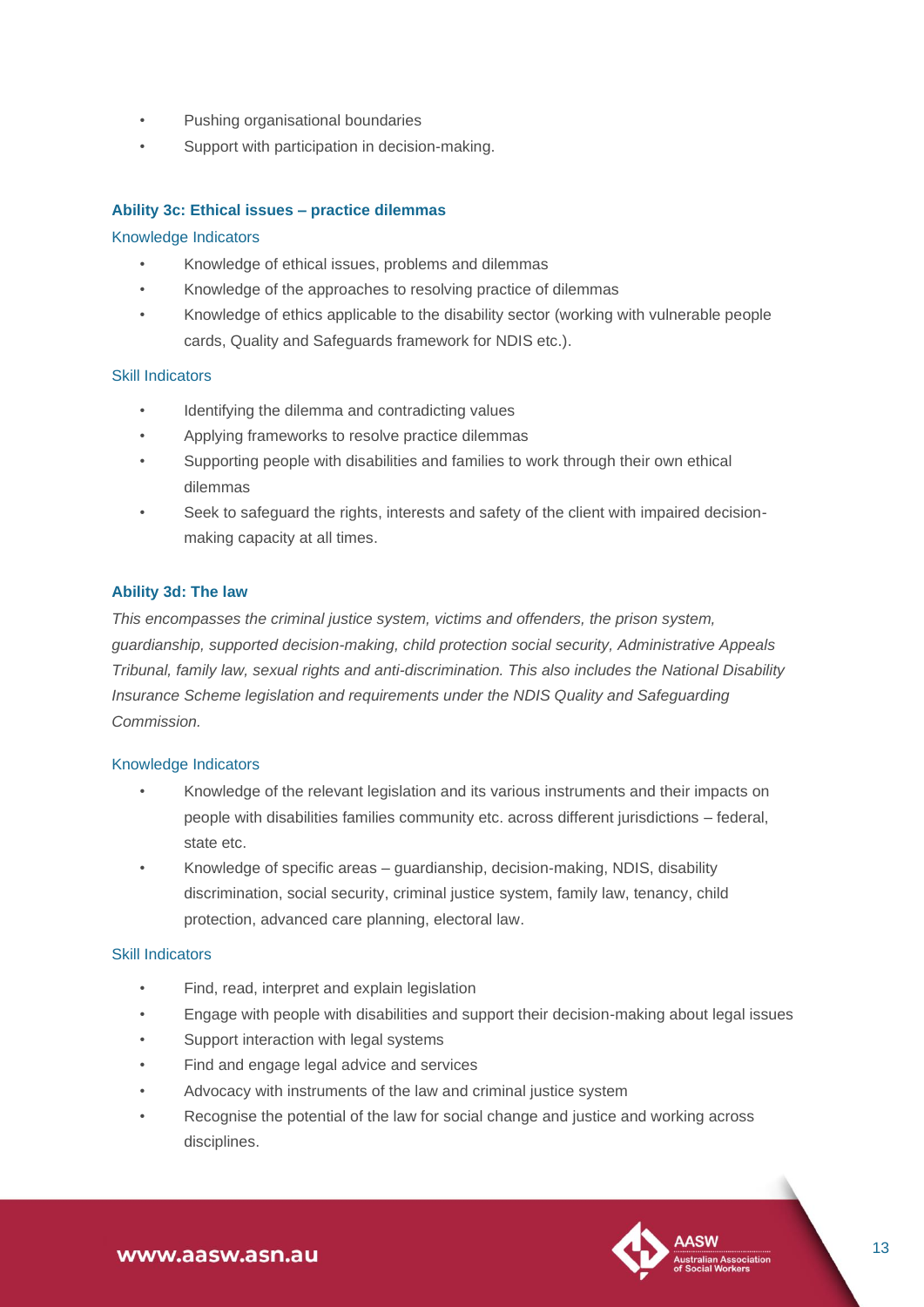- Pushing organisational boundaries
- Support with participation in decision-making.

### Ability 3c: Ethical issues – practice dilemmas

#### Knowledge Indicators

- Knowledge of ethical issues, problems and dilemmas
- Knowledge of the approaches to resolving practice of dilemmas
- Knowledge of ethics applicable to the disability sector (working with vulnerable people cards, Quality and Safeguards framework for NDIS etc.).

#### Skill Indicators

- Identifying the dilemma and contradicting values
- Applying frameworks to resolve practice dilemmas
- Supporting people with disabilities and families to work through their own ethical dilemmas
- Seek to safeguard the rights, interests and safety of the client with impaired decision-making capacity at all times.

### Ability 3d: The law

*This encompasses the criminal justice system, victims and offenders, the prison system, guardianship, supported decision-making, child protection social security, Administrative Appeals Tribunal, family law, sexual rights and anti-discrimination. This also includes the National Disability Insurance Scheme legislation and requirements under the NDIS Quality and Safeguarding Commission.*

#### Knowledge Indicators

- Knowledge of the relevant legislation and its various instruments and their impacts on people with disabilities families community etc. across different jurisdictions – federal, state etc.
- Knowledge of specific areas – guardianship, decision-making, NDIS, disability discrimination, social security, criminal justice system, family law, tenancy, child protection, advanced care planning, electoral law.

#### Skill Indicators

- Find, read, interpret and explain legislation
- Engage with people with disabilities and support their decision-making about legal issues
- Support interaction with legal systems
- Find and engage legal advice and services
- Advocacy with instruments of the law and criminal justice system
- Recognise the potential of the law for social change and justice and working across disciplines.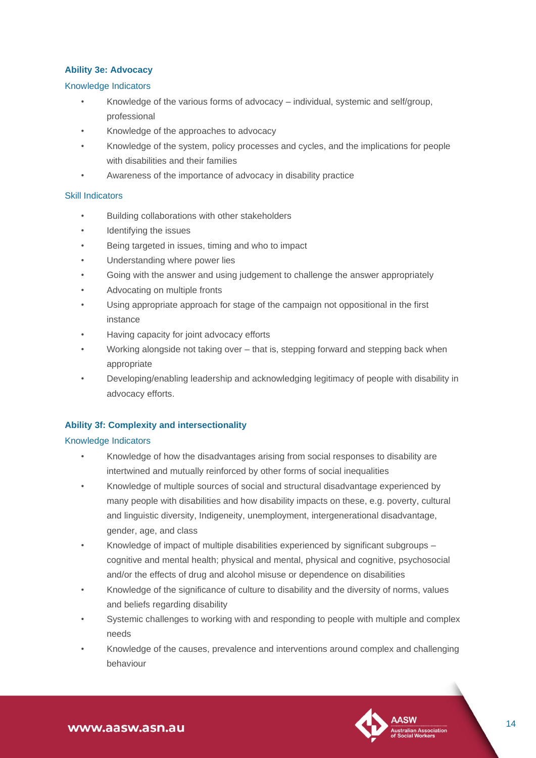### Ability 3e: Advocacy

#### Knowledge Indicators

- Knowledge of the various forms of advocacy – individual, systemic and self/group, professional
- Knowledge of the approaches to advocacy
- Knowledge of the system, policy processes and cycles, and the implications for people with disabilities and their families
- Awareness of the importance of advocacy in disability practice

#### Skill Indicators

- Building collaborations with other stakeholders
- Identifying the issues
- Being targeted in issues, timing and who to impact
- Understanding where power lies
- Going with the answer and using judgement to challenge the answer appropriately
- Advocating on multiple fronts
- Using appropriate approach for stage of the campaign not oppositional in the first instance
- Having capacity for joint advocacy efforts
- Working alongside not taking over – that is, stepping forward and stepping back when appropriate
- Developing/enabling leadership and acknowledging legitimacy of people with disability in advocacy efforts.

### Ability 3f: Complexity and intersectionality

#### Knowledge Indicators

- Knowledge of how the disadvantages arising from social responses to disability are intertwined and mutually reinforced by other forms of social inequalities
- Knowledge of multiple sources of social and structural disadvantage experienced by many people with disabilities and how disability impacts on these, e.g. poverty, cultural and linguistic diversity, Indigeneity, unemployment, intergenerational disadvantage, gender, age, and class
- Knowledge of impact of multiple disabilities experienced by significant subgroups – cognitive and mental health; physical and mental, physical and cognitive, psychosocial and/or the effects of drug and alcohol misuse or dependence on disabilities
- Knowledge of the significance of culture to disability and the diversity of norms, values and beliefs regarding disability
- Systemic challenges to working with and responding to people with multiple and complex needs
- Knowledge of the causes, prevalence and interventions around complex and challenging behaviour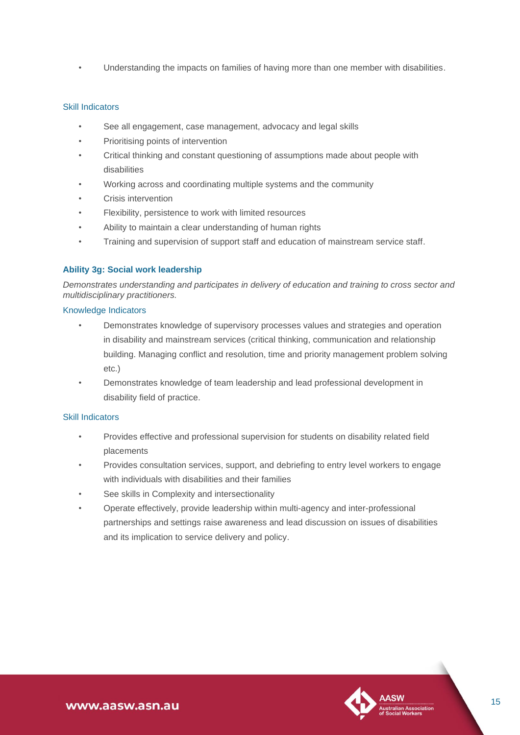- Understanding the impacts on families of having more than one member with disabilities.

### Skill Indicators

- See all engagement, case management, advocacy and legal skills
- Prioritising points of intervention
- Critical thinking and constant questioning of assumptions made about people with disabilities
- Working across and coordinating multiple systems and the community
- Crisis intervention
- Flexibility, persistence to work with limited resources
- Ability to maintain a clear understanding of human rights
- Training and supervision of support staff and education of mainstream service staff.

## Ability 3g: Social work leadership

*Demonstrates understanding and participates in delivery of education and training to cross sector and multidisciplinary practitioners.*

### Knowledge Indicators

- Demonstrates knowledge of supervisory processes values and strategies and operation in disability and mainstream services (critical thinking, communication and relationship building. Managing conflict and resolution, time and priority management problem solving etc.)
- Demonstrates knowledge of team leadership and lead professional development in disability field of practice.

### Skill Indicators

- Provides effective and professional supervision for students on disability related field placements
- Provides consultation services, support, and debriefing to entry level workers to engage with individuals with disabilities and their families
- See skills in Complexity and intersectionality
- Operate effectively, provide leadership within multi-agency and inter-professional partnerships and settings raise awareness and lead discussion on issues of disabilities and its implication to service delivery and policy.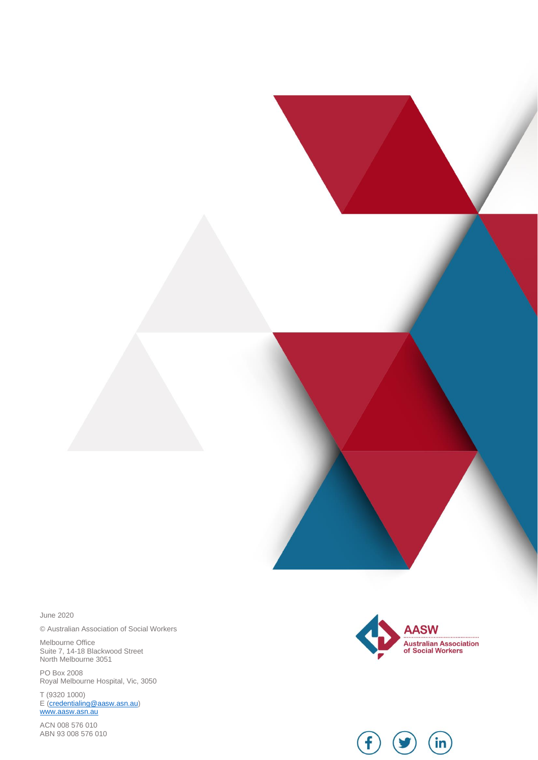June 2020

© Australian Association of Social Workers

Melbourne Office
Suite 7, 14-18 Blackwood Street
North Melbourne 3051

PO Box 2008
Royal Melbourne Hospital, Vic, 3050

T (9320 1000)
E (credentialing@aasw.asn.au)
www.aasw.asn.au

ACN 008 576 010
ABN 93 008 576 010

AASW
Australian Association of Social Workers